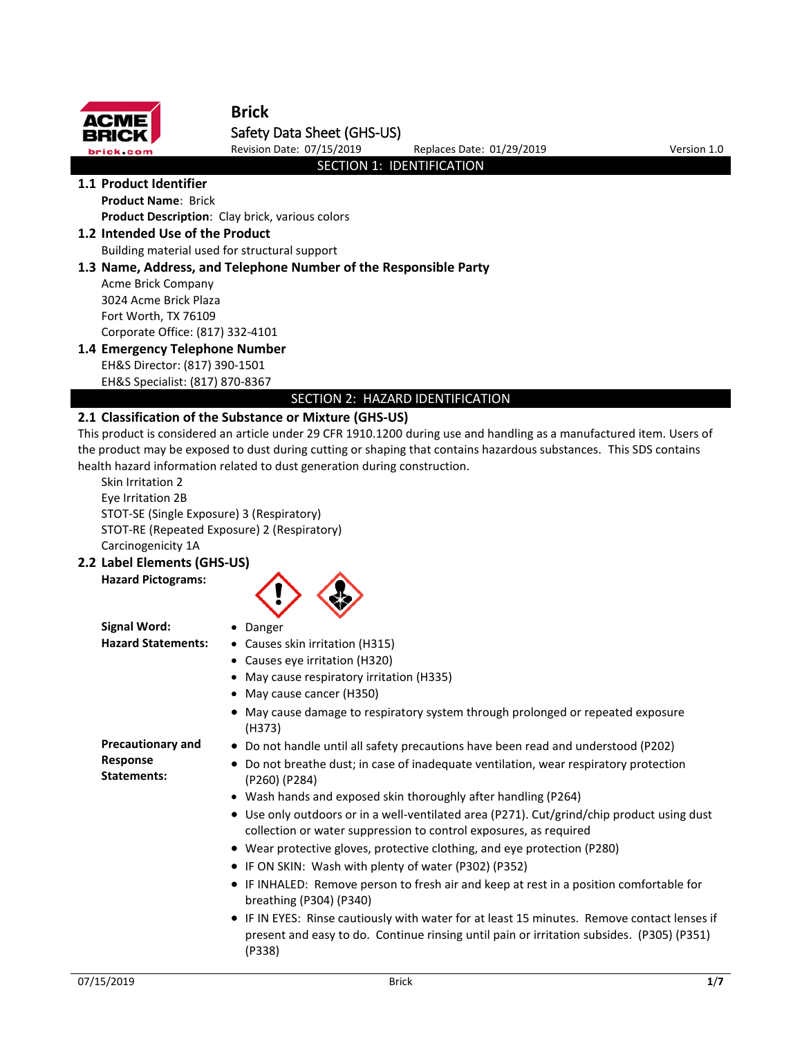# Brick

Safety Data Sheet (GHS-US)

Revision Date: 07/15/2019 Replaces Date: 01/29/2019 Version 1.0

## SECTION 1: IDENTIFICATION

### 1.1 Product Identifier

**Product Name**: Brick

**Product Description**: Clay brick, various colors

### 1.2 Intended Use of the Product

Building material used for structural support

### 1.3 Name, Address, and Telephone Number of the Responsible Party

Acme Brick Company
3024 Acme Brick Plaza
Fort Worth, TX 76109
Corporate Office: (817) 332-4101

### 1.4 Emergency Telephone Number

EH&S Director: (817) 390-1501
EH&S Specialist: (817) 870-8367

## SECTION 2: HAZARD IDENTIFICATION

### 2.1 Classification of the Substance or Mixture (GHS-US)

This product is considered an article under 29 CFR 1910.1200 during use and handling as a manufactured item. Users of the product may be exposed to dust during cutting or shaping that contains hazardous substances. This SDS contains health hazard information related to dust generation during construction.

Skin Irritation 2
Eye Irritation 2B
STOT-SE (Single Exposure) 3 (Respiratory)
STOT-RE (Repeated Exposure) 2 (Respiratory)
Carcinogenicity 1A

### 2.2 Label Elements (GHS-US)

**Hazard Pictograms:**

**Signal Word:**
- Danger

**Hazard Statements:**
- Causes skin irritation (H315)
- Causes eye irritation (H320)
- May cause respiratory irritation (H335)
- May cause cancer (H350)
- May cause damage to respiratory system through prolonged or repeated exposure (H373)

**Precautionary and Response Statements:**
- Do not handle until all safety precautions have been read and understood (P202)
- Do not breathe dust; in case of inadequate ventilation, wear respiratory protection (P260) (P284)
- Wash hands and exposed skin thoroughly after handling (P264)
- Use only outdoors or in a well-ventilated area (P271). Cut/grind/chip product using dust collection or water suppression to control exposures, as required
- Wear protective gloves, protective clothing, and eye protection (P280)
- IF ON SKIN: Wash with plenty of water (P302) (P352)
- IF INHALED: Remove person to fresh air and keep at rest in a position comfortable for breathing (P304) (P340)
- IF IN EYES: Rinse cautiously with water for at least 15 minutes. Remove contact lenses if present and easy to do. Continue rinsing until pain or irritation subsides. (P305) (P351) (P338)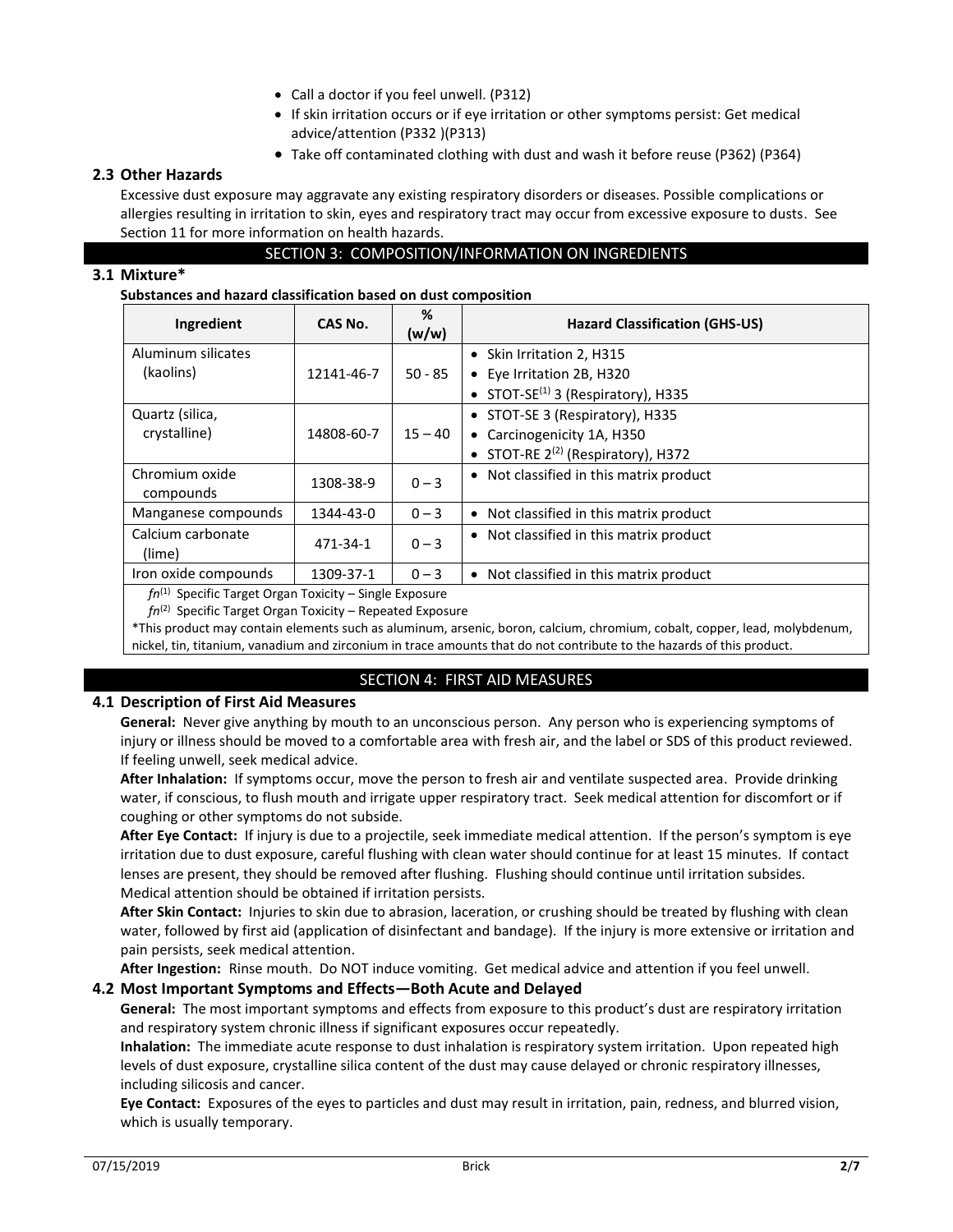- Call a doctor if you feel unwell. (P312)
- If skin irritation occurs or if eye irritation or other symptoms persist: Get medical advice/attention (P332 )(P313)
- Take off contaminated clothing with dust and wash it before reuse (P362) (P364)

### 2.3 Other Hazards

Excessive dust exposure may aggravate any existing respiratory disorders or diseases. Possible complications or allergies resulting in irritation to skin, eyes and respiratory tract may occur from excessive exposure to dusts. See Section 11 for more information on health hazards.

## SECTION 3: COMPOSITION/INFORMATION ON INGREDIENTS

### 3.1 Mixture*

**Substances and hazard classification based on dust composition**

| Ingredient | CAS No. | % (w/w) | Hazard Classification (GHS-US) |
|---|---|---|---|
| Aluminum silicates (kaolins) | 12141-46-7 | 50 - 85 | • Skin Irritation 2, H315<br>• Eye Irritation 2B, H320<br>• STOT-SE[1] 3 (Respiratory), H335 |
| Quartz (silica, crystalline) | 14808-60-7 | 15 – 40 | • STOT-SE 3 (Respiratory), H335<br>• Carcinogenicity 1A, H350<br>• STOT-RE 2[2] (Respiratory), H372 |
| Chromium oxide compounds | 1308-38-9 | 0 – 3 | • Not classified in this matrix product |
| Manganese compounds | 1344-43-0 | 0 – 3 | • Not classified in this matrix product |
| Calcium carbonate (lime) | 471-34-1 | 0 – 3 | • Not classified in this matrix product |
| Iron oxide compounds | 1309-37-1 | 0 – 3 | • Not classified in this matrix product |

*fn*[1] Specific Target Organ Toxicity – Single Exposure

*fn*[2] Specific Target Organ Toxicity – Repeated Exposure

*This product may contain elements such as aluminum, arsenic, boron, calcium, chromium, cobalt, copper, lead, molybdenum, nickel, tin, titanium, vanadium and zirconium in trace amounts that do not contribute to the hazards of this product.

## SECTION 4: FIRST AID MEASURES

### 4.1 Description of First Aid Measures

**General:** Never give anything by mouth to an unconscious person. Any person who is experiencing symptoms of injury or illness should be moved to a comfortable area with fresh air, and the label or SDS of this product reviewed. If feeling unwell, seek medical advice.

**After Inhalation:** If symptoms occur, move the person to fresh air and ventilate suspected area. Provide drinking water, if conscious, to flush mouth and irrigate upper respiratory tract. Seek medical attention for discomfort or if coughing or other symptoms do not subside.

**After Eye Contact:** If injury is due to a projectile, seek immediate medical attention. If the person's symptom is eye irritation due to dust exposure, careful flushing with clean water should continue for at least 15 minutes. If contact lenses are present, they should be removed after flushing. Flushing should continue until irritation subsides. Medical attention should be obtained if irritation persists.

**After Skin Contact:** Injuries to skin due to abrasion, laceration, or crushing should be treated by flushing with clean water, followed by first aid (application of disinfectant and bandage). If the injury is more extensive or irritation and pain persists, seek medical attention.

**After Ingestion:** Rinse mouth. Do NOT induce vomiting. Get medical advice and attention if you feel unwell.

### 4.2 Most Important Symptoms and Effects—Both Acute and Delayed

**General:** The most important symptoms and effects from exposure to this product's dust are respiratory irritation and respiratory system chronic illness if significant exposures occur repeatedly.

**Inhalation:** The immediate acute response to dust inhalation is respiratory system irritation. Upon repeated high levels of dust exposure, crystalline silica content of the dust may cause delayed or chronic respiratory illnesses, including silicosis and cancer.

**Eye Contact:** Exposures of the eyes to particles and dust may result in irritation, pain, redness, and blurred vision, which is usually temporary.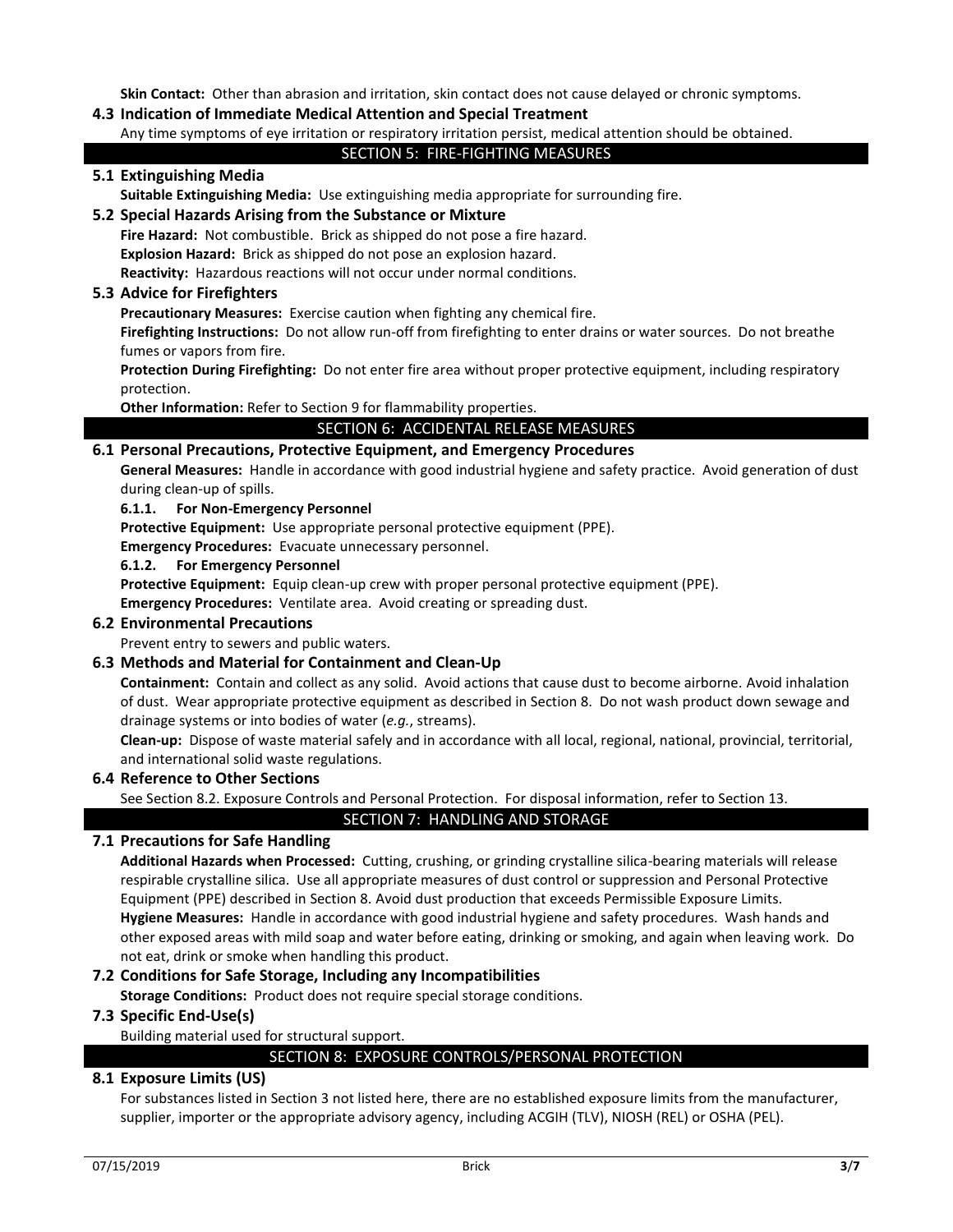**Skin Contact:** Other than abrasion and irritation, skin contact does not cause delayed or chronic symptoms.

### 4.3 Indication of Immediate Medical Attention and Special Treatment

Any time symptoms of eye irritation or respiratory irritation persist, medical attention should be obtained.

## SECTION 5: FIRE-FIGHTING MEASURES

### 5.1 Extinguishing Media

**Suitable Extinguishing Media:** Use extinguishing media appropriate for surrounding fire.

### 5.2 Special Hazards Arising from the Substance or Mixture

**Fire Hazard:** Not combustible. Brick as shipped do not pose a fire hazard.

**Explosion Hazard:** Brick as shipped do not pose an explosion hazard.

**Reactivity:** Hazardous reactions will not occur under normal conditions.

### 5.3 Advice for Firefighters

**Precautionary Measures:** Exercise caution when fighting any chemical fire.

**Firefighting Instructions:** Do not allow run-off from firefighting to enter drains or water sources. Do not breathe fumes or vapors from fire.

**Protection During Firefighting:** Do not enter fire area without proper protective equipment, including respiratory protection.

**Other Information:** Refer to Section 9 for flammability properties.

## SECTION 6: ACCIDENTAL RELEASE MEASURES

### 6.1 Personal Precautions, Protective Equipment, and Emergency Procedures

**General Measures:** Handle in accordance with good industrial hygiene and safety practice. Avoid generation of dust during clean-up of spills.

#### 6.1.1. For Non-Emergency Personnel

**Protective Equipment:** Use appropriate personal protective equipment (PPE).

**Emergency Procedures:** Evacuate unnecessary personnel.

#### 6.1.2. For Emergency Personnel

**Protective Equipment:** Equip clean-up crew with proper personal protective equipment (PPE).

**Emergency Procedures:** Ventilate area. Avoid creating or spreading dust.

### 6.2 Environmental Precautions

Prevent entry to sewers and public waters.

### 6.3 Methods and Material for Containment and Clean-Up

**Containment:** Contain and collect as any solid. Avoid actions that cause dust to become airborne. Avoid inhalation of dust. Wear appropriate protective equipment as described in Section 8. Do not wash product down sewage and drainage systems or into bodies of water (*e.g.*, streams).

**Clean-up:** Dispose of waste material safely and in accordance with all local, regional, national, provincial, territorial, and international solid waste regulations.

### 6.4 Reference to Other Sections

See Section 8.2. Exposure Controls and Personal Protection. For disposal information, refer to Section 13.

## SECTION 7: HANDLING AND STORAGE

### 7.1 Precautions for Safe Handling

**Additional Hazards when Processed:** Cutting, crushing, or grinding crystalline silica-bearing materials will release respirable crystalline silica. Use all appropriate measures of dust control or suppression and Personal Protective Equipment (PPE) described in Section 8. Avoid dust production that exceeds Permissible Exposure Limits.

**Hygiene Measures:** Handle in accordance with good industrial hygiene and safety procedures. Wash hands and other exposed areas with mild soap and water before eating, drinking or smoking, and again when leaving work. Do not eat, drink or smoke when handling this product.

### 7.2 Conditions for Safe Storage, Including any Incompatibilities

**Storage Conditions:** Product does not require special storage conditions.

### 7.3 Specific End-Use(s)

Building material used for structural support.

## SECTION 8: EXPOSURE CONTROLS/PERSONAL PROTECTION

### 8.1 Exposure Limits (US)

For substances listed in Section 3 not listed here, there are no established exposure limits from the manufacturer, supplier, importer or the appropriate advisory agency, including ACGIH (TLV), NIOSH (REL) or OSHA (PEL).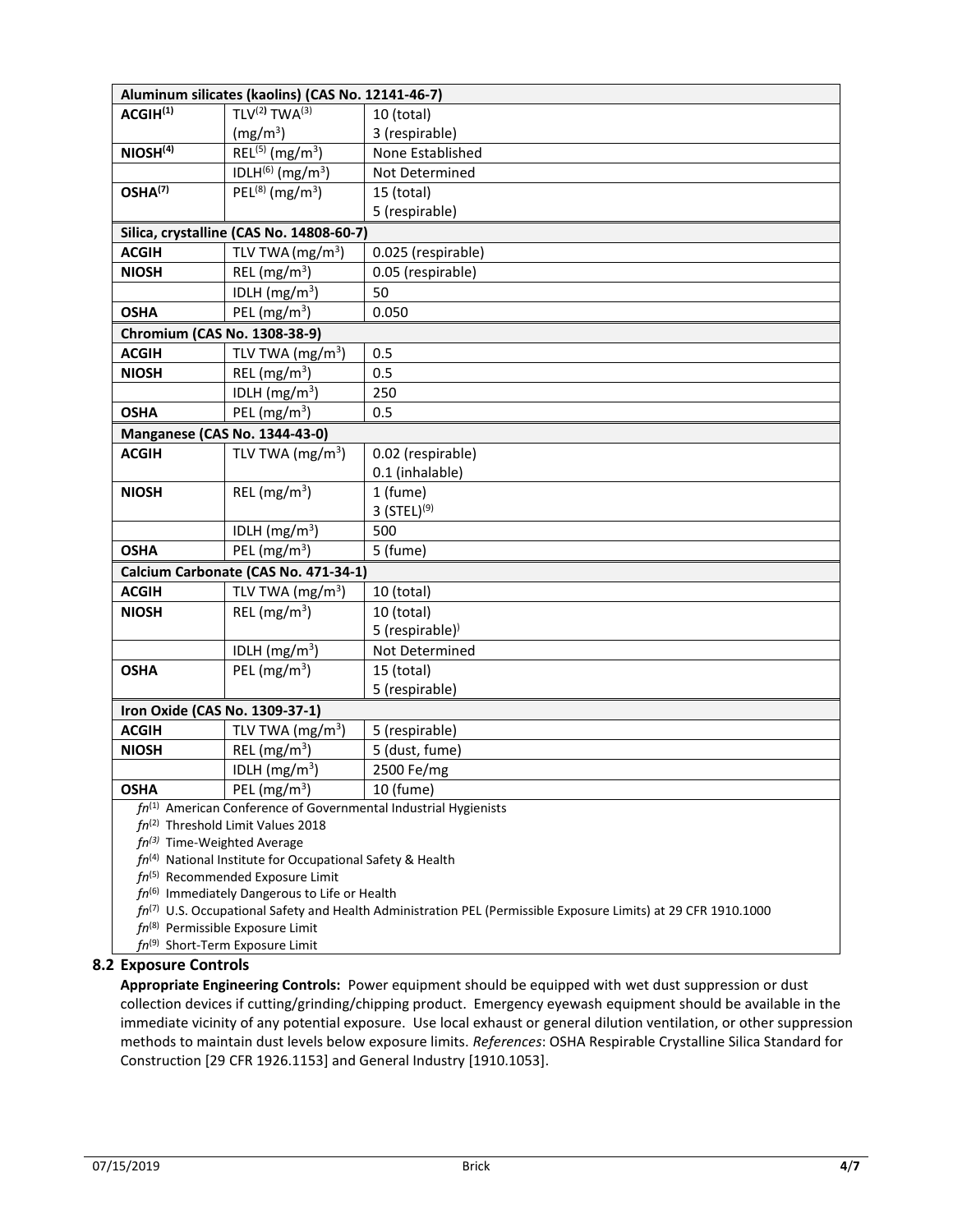| Aluminum silicates (kaolins) (CAS No. 12141-46-7) | | |
|---|---|---|
| ACGIH[1] | TLV[2] TWA[3] (mg/m$^3$) | 10 (total)<br>3 (respirable) |
| NIOSH[4] | REL[5] (mg/m$^3$) | None Established |
| | IDLH[6] (mg/m$^3$) | Not Determined |
| OSHA[7] | PEL[8] (mg/m$^3$) | 15 (total)<br>5 (respirable) |
| **Silica, crystalline (CAS No. 14808-60-7)** | | |
| ACGIH | TLV TWA (mg/m$^3$) | 0.025 (respirable) |
| NIOSH | REL (mg/m$^3$) | 0.05 (respirable) |
| | IDLH (mg/m$^3$) | 50 |
| OSHA | PEL (mg/m$^3$) | 0.050 |
| **Chromium (CAS No. 1308-38-9)** | | |
| ACGIH | TLV TWA (mg/m$^3$) | 0.5 |
| NIOSH | REL (mg/m$^3$) | 0.5 |
| | IDLH (mg/m$^3$) | 250 |
| OSHA | PEL (mg/m$^3$) | 0.5 |
| **Manganese (CAS No. 1344-43-0)** | | |
| ACGIH | TLV TWA (mg/m$^3$) | 0.02 (respirable)<br>0.1 (inhalable) |
| NIOSH | REL (mg/m$^3$) | 1 (fume)<br>3 (STEL)[9] |
| | IDLH (mg/m$^3$) | 500 |
| OSHA | PEL (mg/m$^3$) | 5 (fume) |
| **Calcium Carbonate (CAS No. 471-34-1)** | | |
| ACGIH | TLV TWA (mg/m$^3$) | 10 (total) |
| NIOSH | REL (mg/m$^3$) | 10 (total)<br>5 (respirable)) |
| | IDLH (mg/m$^3$) | Not Determined |
| OSHA | PEL (mg/m$^3$) | 15 (total)<br>5 (respirable) |
| **Iron Oxide (CAS No. 1309-37-1)** | | |
| ACGIH | TLV TWA (mg/m$^3$) | 5 (respirable) |
| NIOSH | REL (mg/m$^3$) | 5 (dust, fume) |
| | IDLH (mg/m$^3$) | 2500 Fe/mg |
| OSHA | PEL (mg/m$^3$) | 10 (fume) |

*fn*[1] American Conference of Governmental Industrial Hygienists
*fn*[2] Threshold Limit Values 2018
*fn*[3] Time-Weighted Average
*fn*[4] National Institute for Occupational Safety & Health
*fn*[5] Recommended Exposure Limit
*fn*[6] Immediately Dangerous to Life or Health
*fn*[7] U.S. Occupational Safety and Health Administration PEL (Permissible Exposure Limits) at 29 CFR 1910.1000
*fn*[8] Permissible Exposure Limit
*fn*[9] Short-Term Exposure Limit

## 8.2 Exposure Controls

**Appropriate Engineering Controls:** Power equipment should be equipped with wet dust suppression or dust collection devices if cutting/grinding/chipping product. Emergency eyewash equipment should be available in the immediate vicinity of any potential exposure. Use local exhaust or general dilution ventilation, or other suppression methods to maintain dust levels below exposure limits. *References*: OSHA Respirable Crystalline Silica Standard for Construction [29 CFR 1926.1153] and General Industry [1910.1053].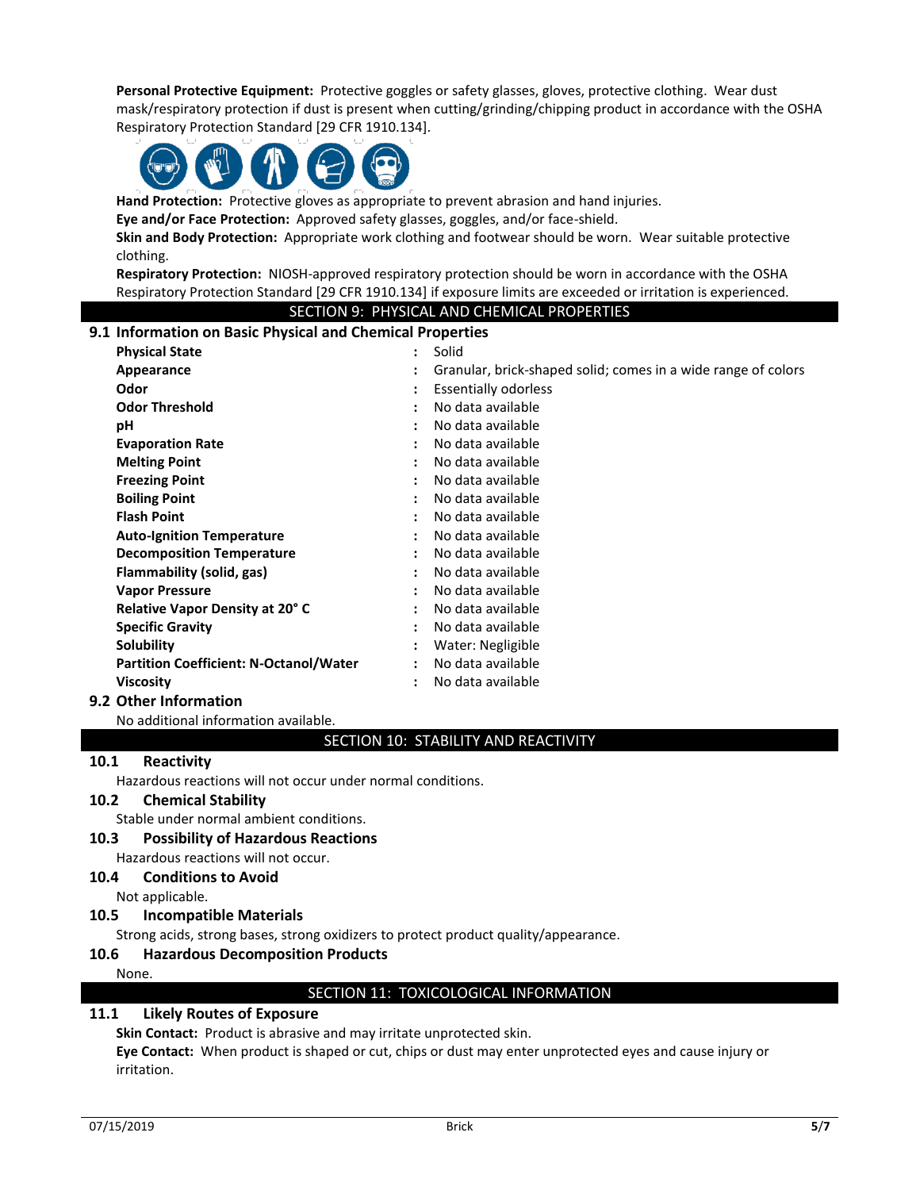**Personal Protective Equipment:** Protective goggles or safety glasses, gloves, protective clothing. Wear dust mask/respiratory protection if dust is present when cutting/grinding/chipping product in accordance with the OSHA Respiratory Protection Standard [29 CFR 1910.134].

**Hand Protection:** Protective gloves as appropriate to prevent abrasion and hand injuries.
**Eye and/or Face Protection:** Approved safety glasses, goggles, and/or face-shield.
**Skin and Body Protection:** Appropriate work clothing and footwear should be worn. Wear suitable protective clothing.
**Respiratory Protection:** NIOSH-approved respiratory protection should be worn in accordance with the OSHA Respiratory Protection Standard [29 CFR 1910.134] if exposure limits are exceeded or irritation is experienced.

## SECTION 9: PHYSICAL AND CHEMICAL PROPERTIES

### 9.1 Information on Basic Physical and Chemical Properties

| Property | | Value |
|---|---|---|
| **Physical State** | : | Solid |
| **Appearance** | : | Granular, brick-shaped solid; comes in a wide range of colors |
| **Odor** | : | Essentially odorless |
| **Odor Threshold** | : | No data available |
| **pH** | : | No data available |
| **Evaporation Rate** | : | No data available |
| **Melting Point** | : | No data available |
| **Freezing Point** | : | No data available |
| **Boiling Point** | : | No data available |
| **Flash Point** | : | No data available |
| **Auto-Ignition Temperature** | : | No data available |
| **Decomposition Temperature** | : | No data available |
| **Flammability (solid, gas)** | : | No data available |
| **Vapor Pressure** | : | No data available |
| **Relative Vapor Density at 20° C** | : | No data available |
| **Specific Gravity** | : | No data available |
| **Solubility** | : | Water: Negligible |
| **Partition Coefficient: N-Octanol/Water** | : | No data available |
| **Viscosity** | : | No data available |

### 9.2 Other Information

No additional information available.

## SECTION 10: STABILITY AND REACTIVITY

### 10.1 Reactivity

Hazardous reactions will not occur under normal conditions.

### 10.2 Chemical Stability

Stable under normal ambient conditions.

### 10.3 Possibility of Hazardous Reactions

Hazardous reactions will not occur.

### 10.4 Conditions to Avoid

Not applicable.

### 10.5 Incompatible Materials

Strong acids, strong bases, strong oxidizers to protect product quality/appearance.

### 10.6 Hazardous Decomposition Products

None.

## SECTION 11: TOXICOLOGICAL INFORMATION

### 11.1 Likely Routes of Exposure

**Skin Contact:** Product is abrasive and may irritate unprotected skin.
**Eye Contact:** When product is shaped or cut, chips or dust may enter unprotected eyes and cause injury or irritation.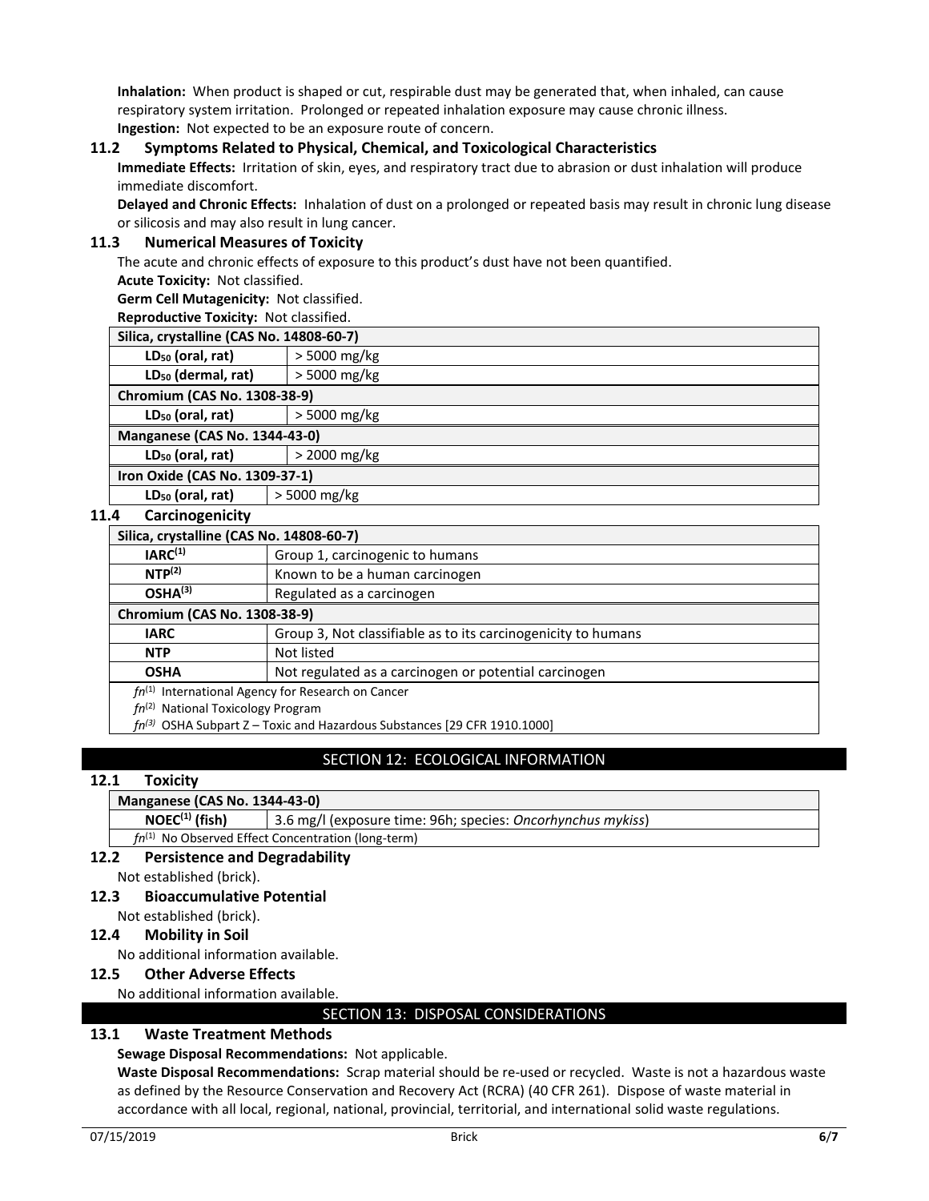**Inhalation:** When product is shaped or cut, respirable dust may be generated that, when inhaled, can cause respiratory system irritation. Prolonged or repeated inhalation exposure may cause chronic illness.
**Ingestion:** Not expected to be an exposure route of concern.

### 11.2 Symptoms Related to Physical, Chemical, and Toxicological Characteristics

**Immediate Effects:** Irritation of skin, eyes, and respiratory tract due to abrasion or dust inhalation will produce immediate discomfort.

**Delayed and Chronic Effects:** Inhalation of dust on a prolonged or repeated basis may result in chronic lung disease or silicosis and may also result in lung cancer.

### 11.3 Numerical Measures of Toxicity

The acute and chronic effects of exposure to this product's dust have not been quantified.

**Acute Toxicity:** Not classified.

**Germ Cell Mutagenicity:** Not classified.

**Reproductive Toxicity:** Not classified.

| Silica, crystalline (CAS No. 14808-60-7) | |
|---|---|
| $LD_{50}$ (oral, rat) | > 5000 mg/kg |
| $LD_{50}$ (dermal, rat) | > 5000 mg/kg |
| **Chromium (CAS No. 1308-38-9)** | |
| $LD_{50}$ (oral, rat) | > 5000 mg/kg |
| **Manganese (CAS No. 1344-43-0)** | |
| $LD_{50}$ (oral, rat) | > 2000 mg/kg |
| **Iron Oxide (CAS No. 1309-37-1)** | |
| $LD_{50}$ (oral, rat) | > 5000 mg/kg |

### 11.4 Carcinogenicity

| Silica, crystalline (CAS No. 14808-60-7) | |
|---|---|
| IARC[1] | Group 1, carcinogenic to humans |
| NTP[2] | Known to be a human carcinogen |
| OSHA[3] | Regulated as a carcinogen |
| **Chromium (CAS No. 1308-38-9)** | |
| IARC | Group 3, Not classifiable as to its carcinogenicity to humans |
| NTP | Not listed |
| OSHA | Not regulated as a carcinogen or potential carcinogen |

*fn*[1] International Agency for Research on Cancer
*fn*[2] National Toxicology Program
*fn*[3] OSHA Subpart Z – Toxic and Hazardous Substances [29 CFR 1910.1000]

## SECTION 12: ECOLOGICAL INFORMATION

### 12.1 Toxicity

| Manganese (CAS No. 1344-43-0) | |
|---|---|
| NOEC[1] (fish) | 3.6 mg/l (exposure time: 96h; species: *Oncorhynchus mykiss*) |

*fn*[1] No Observed Effect Concentration (long-term)

### 12.2 Persistence and Degradability

Not established (brick).

### 12.3 Bioaccumulative Potential

Not established (brick).

### 12.4 Mobility in Soil

No additional information available.

### 12.5 Other Adverse Effects

No additional information available.

## SECTION 13: DISPOSAL CONSIDERATIONS

### 13.1 Waste Treatment Methods

**Sewage Disposal Recommendations:** Not applicable.

**Waste Disposal Recommendations:** Scrap material should be re-used or recycled. Waste is not a hazardous waste as defined by the Resource Conservation and Recovery Act (RCRA) (40 CFR 261). Dispose of waste material in accordance with all local, regional, national, provincial, territorial, and international solid waste regulations.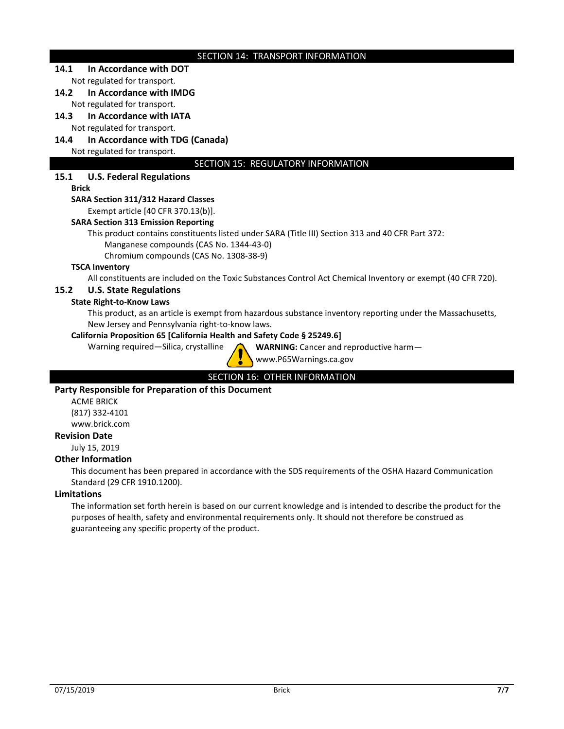## SECTION 14: TRANSPORT INFORMATION

### 14.1 In Accordance with DOT

Not regulated for transport.

### 14.2 In Accordance with IMDG

Not regulated for transport.

### 14.3 In Accordance with IATA

Not regulated for transport.

### 14.4 In Accordance with TDG (Canada)

Not regulated for transport.

## SECTION 15: REGULATORY INFORMATION

### 15.1 U.S. Federal Regulations

**Brick**

**SARA Section 311/312 Hazard Classes**

Exempt article [40 CFR 370.13(b)].

**SARA Section 313 Emission Reporting**

This product contains constituents listed under SARA (Title III) Section 313 and 40 CFR Part 372:

Manganese compounds (CAS No. 1344-43-0)

Chromium compounds (CAS No. 1308-38-9)

**TSCA Inventory**

All constituents are included on the Toxic Substances Control Act Chemical Inventory or exempt (40 CFR 720).

### 15.2 U.S. State Regulations

**State Right-to-Know Laws**

This product, as an article is exempt from hazardous substance inventory reporting under the Massachusetts, New Jersey and Pennsylvania right-to-know laws.

**California Proposition 65 [California Health and Safety Code § 25249.6]**

Warning required—Silica, crystalline **WARNING:** Cancer and reproductive harm—www.P65Warnings.ca.gov

## SECTION 16: OTHER INFORMATION

**Party Responsible for Preparation of this Document**

ACME BRICK
(817) 332-4101
www.brick.com

**Revision Date**

July 15, 2019

**Other Information**

This document has been prepared in accordance with the SDS requirements of the OSHA Hazard Communication Standard (29 CFR 1910.1200).

**Limitations**

The information set forth herein is based on our current knowledge and is intended to describe the product for the purposes of health, safety and environmental requirements only. It should not therefore be construed as guaranteeing any specific property of the product.